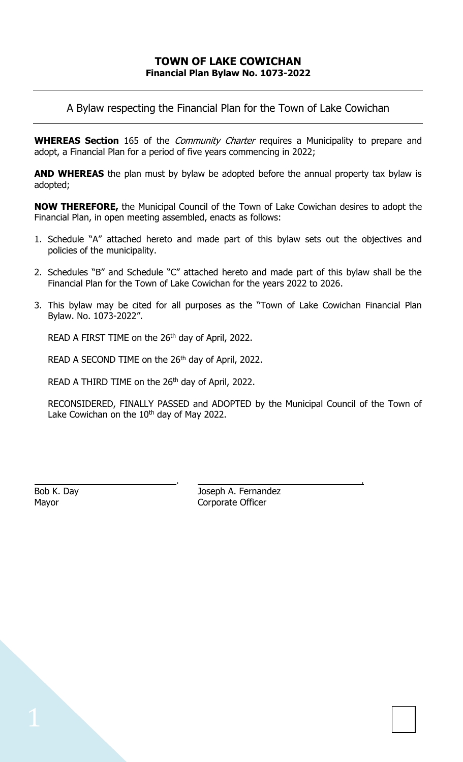# TOWN OF LAKE COWICHAN
## Financial Plan Bylaw No. 1073-2022

---

A Bylaw respecting the Financial Plan for the Town of Lake Cowichan

---

**WHEREAS Section** 165 of the *Community Charter* requires a Municipality to prepare and adopt, a Financial Plan for a period of five years commencing in 2022;

**AND WHEREAS** the plan must by bylaw be adopted before the annual property tax bylaw is adopted;

**NOW THEREFORE,** the Municipal Council of the Town of Lake Cowichan desires to adopt the Financial Plan, in open meeting assembled, enacts as follows:

1. Schedule "A" attached hereto and made part of this bylaw sets out the objectives and policies of the municipality.
2. Schedules "B" and Schedule "C" attached hereto and made part of this bylaw shall be the Financial Plan for the Town of Lake Cowichan for the years 2022 to 2026.
3. This bylaw may be cited for all purposes as the "Town of Lake Cowichan Financial Plan Bylaw. No. 1073-2022".

READ A FIRST TIME on the 26th day of April, 2022.

READ A SECOND TIME on the 26th day of April, 2022.

READ A THIRD TIME on the 26th day of April, 2022.

RECONSIDERED, FINALLY PASSED and ADOPTED by the Municipal Council of the Town of Lake Cowichan on the 10th day of May 2022.

| | |
|---|---|
| Bob K. Day | Joseph A. Fernandez |
| Mayor | Corporate Officer |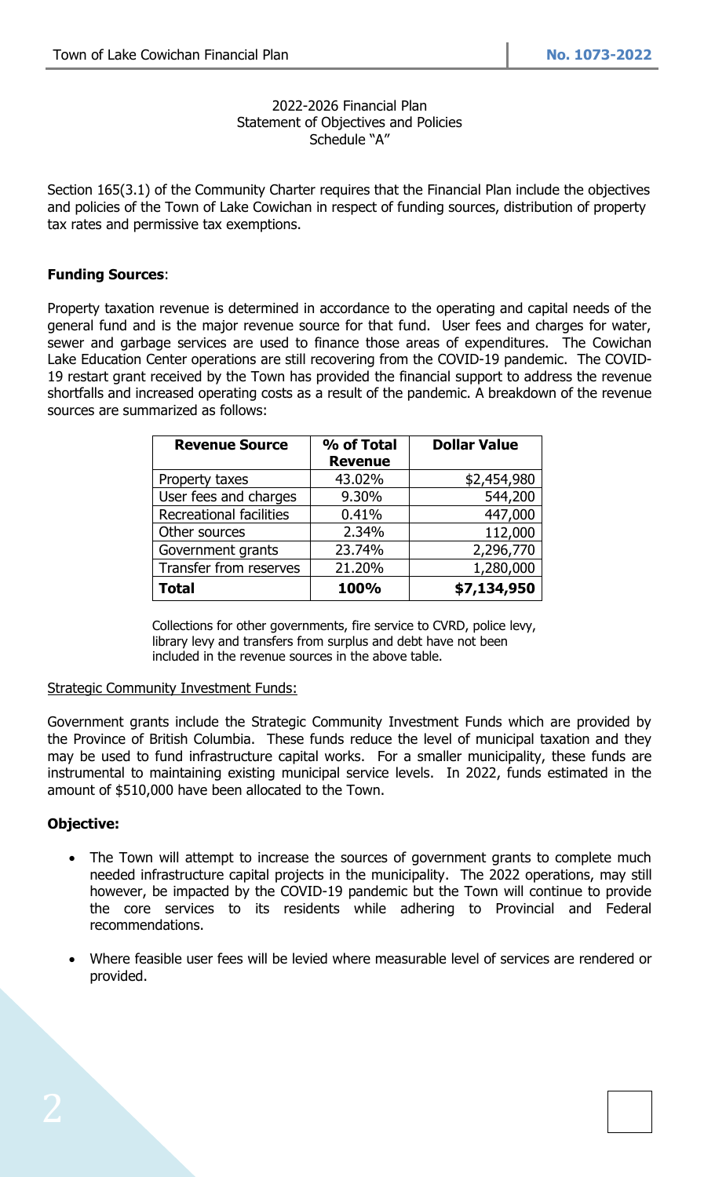2022-2026 Financial Plan
Statement of Objectives and Policies
Schedule "A"

Section 165(3.1) of the Community Charter requires that the Financial Plan include the objectives and policies of the Town of Lake Cowichan in respect of funding sources, distribution of property tax rates and permissive tax exemptions.

**Funding Sources**:

Property taxation revenue is determined in accordance to the operating and capital needs of the general fund and is the major revenue source for that fund. User fees and charges for water, sewer and garbage services are used to finance those areas of expenditures. The Cowichan Lake Education Center operations are still recovering from the COVID-19 pandemic. The COVID-19 restart grant received by the Town has provided the financial support to address the revenue shortfalls and increased operating costs as a result of the pandemic. A breakdown of the revenue sources are summarized as follows:

| Revenue Source | % of Total Revenue | Dollar Value |
|---|---|---|
| Property taxes | 43.02% | $2,454,980 |
| User fees and charges | 9.30% | 544,200 |
| Recreational facilities | 0.41% | 447,000 |
| Other sources | 2.34% | 112,000 |
| Government grants | 23.74% | 2,296,770 |
| Transfer from reserves | 21.20% | 1,280,000 |
| **Total** | **100%** | **$7,134,950** |

Collections for other governments, fire service to CVRD, police levy, library levy and transfers from surplus and debt have not been included in the revenue sources in the above table.

Strategic Community Investment Funds:

Government grants include the Strategic Community Investment Funds which are provided by the Province of British Columbia. These funds reduce the level of municipal taxation and they may be used to fund infrastructure capital works. For a smaller municipality, these funds are instrumental to maintaining existing municipal service levels. In 2022, funds estimated in the amount of $510,000 have been allocated to the Town.

**Objective:**

- The Town will attempt to increase the sources of government grants to complete much needed infrastructure capital projects in the municipality. The 2022 operations, may still however, be impacted by the COVID-19 pandemic but the Town will continue to provide the core services to its residents while adhering to Provincial and Federal recommendations.
- Where feasible user fees will be levied where measurable level of services are rendered or provided.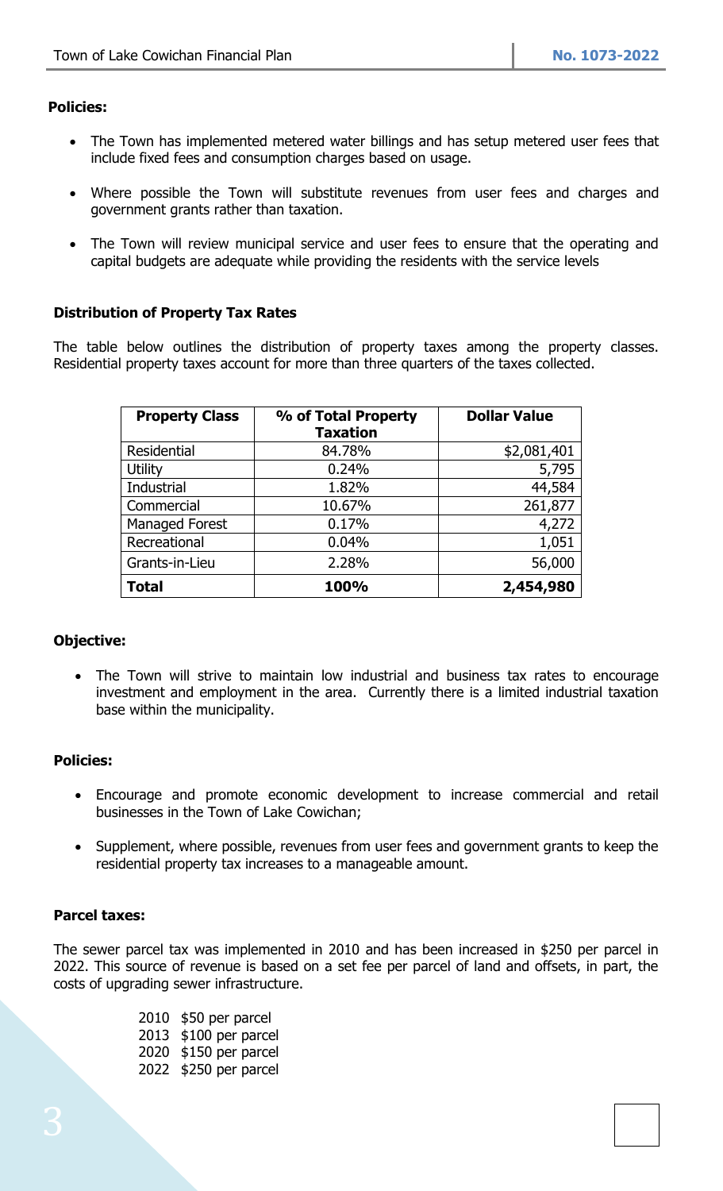**Policies:**

- The Town has implemented metered water billings and has setup metered user fees that include fixed fees and consumption charges based on usage.
- Where possible the Town will substitute revenues from user fees and charges and government grants rather than taxation.
- The Town will review municipal service and user fees to ensure that the operating and capital budgets are adequate while providing the residents with the service levels

**Distribution of Property Tax Rates**

The table below outlines the distribution of property taxes among the property classes. Residential property taxes account for more than three quarters of the taxes collected.

| Property Class | % of Total Property Taxation | Dollar Value |
|---|---|---|
| Residential | 84.78% | $2,081,401 |
| Utility | 0.24% | 5,795 |
| Industrial | 1.82% | 44,584 |
| Commercial | 10.67% | 261,877 |
| Managed Forest | 0.17% | 4,272 |
| Recreational | 0.04% | 1,051 |
| Grants-in-Lieu | 2.28% | 56,000 |
| **Total** | **100%** | **2,454,980** |

**Objective:**

- The Town will strive to maintain low industrial and business tax rates to encourage investment and employment in the area. Currently there is a limited industrial taxation base within the municipality.

**Policies:**

- Encourage and promote economic development to increase commercial and retail businesses in the Town of Lake Cowichan;
- Supplement, where possible, revenues from user fees and government grants to keep the residential property tax increases to a manageable amount.

**Parcel taxes:**

The sewer parcel tax was implemented in 2010 and has been increased in $250 per parcel in 2022. This source of revenue is based on a set fee per parcel of land and offsets, in part, the costs of upgrading sewer infrastructure.

2010 $50 per parcel
2013 $100 per parcel
2020 $150 per parcel
2022 $250 per parcel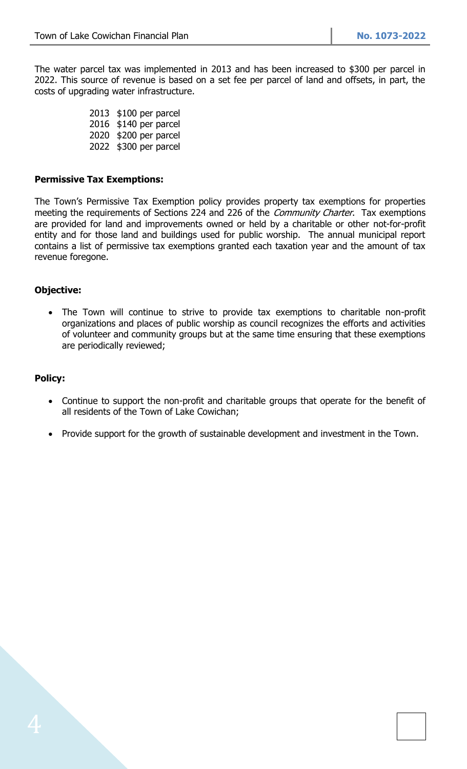The water parcel tax was implemented in 2013 and has been increased to $300 per parcel in 2022. This source of revenue is based on a set fee per parcel of land and offsets, in part, the costs of upgrading water infrastructure.

2013 $100 per parcel
2016 $140 per parcel
2020 $200 per parcel
2022 $300 per parcel

**Permissive Tax Exemptions:**

The Town's Permissive Tax Exemption policy provides property tax exemptions for properties meeting the requirements of Sections 224 and 226 of the *Community Charter*. Tax exemptions are provided for land and improvements owned or held by a charitable or other not-for-profit entity and for those land and buildings used for public worship. The annual municipal report contains a list of permissive tax exemptions granted each taxation year and the amount of tax revenue foregone.

**Objective:**

- The Town will continue to strive to provide tax exemptions to charitable non-profit organizations and places of public worship as council recognizes the efforts and activities of volunteer and community groups but at the same time ensuring that these exemptions are periodically reviewed;

**Policy:**

- Continue to support the non-profit and charitable groups that operate for the benefit of all residents of the Town of Lake Cowichan;
- Provide support for the growth of sustainable development and investment in the Town.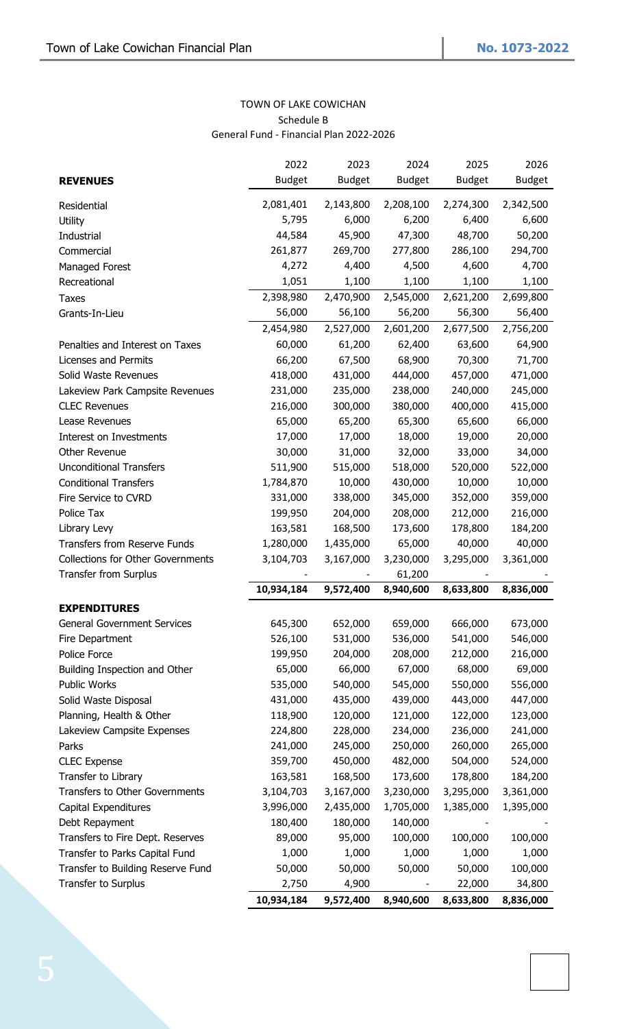TOWN OF LAKE COWICHAN

Schedule B

General Fund - Financial Plan 2022-2026

| **REVENUES** | 2022 Budget | 2023 Budget | 2024 Budget | 2025 Budget | 2026 Budget |
|---|---|---|---|---|---|
| Residential | 2,081,401 | 2,143,800 | 2,208,100 | 2,274,300 | 2,342,500 |
| Utility | 5,795 | 6,000 | 6,200 | 6,400 | 6,600 |
| Industrial | 44,584 | 45,900 | 47,300 | 48,700 | 50,200 |
| Commercial | 261,877 | 269,700 | 277,800 | 286,100 | 294,700 |
| Managed Forest | 4,272 | 4,400 | 4,500 | 4,600 | 4,700 |
| Recreational | 1,051 | 1,100 | 1,100 | 1,100 | 1,100 |
| Taxes | 2,398,980 | 2,470,900 | 2,545,000 | 2,621,200 | 2,699,800 |
| Grants-In-Lieu | 56,000 | 56,100 | 56,200 | 56,300 | 56,400 |
| | 2,454,980 | 2,527,000 | 2,601,200 | 2,677,500 | 2,756,200 |
| Penalties and Interest on Taxes | 60,000 | 61,200 | 62,400 | 63,600 | 64,900 |
| Licenses and Permits | 66,200 | 67,500 | 68,900 | 70,300 | 71,700 |
| Solid Waste Revenues | 418,000 | 431,000 | 444,000 | 457,000 | 471,000 |
| Lakeview Park Campsite Revenues | 231,000 | 235,000 | 238,000 | 240,000 | 245,000 |
| CLEC Revenues | 216,000 | 300,000 | 380,000 | 400,000 | 415,000 |
| Lease Revenues | 65,000 | 65,200 | 65,300 | 65,600 | 66,000 |
| Interest on Investments | 17,000 | 17,000 | 18,000 | 19,000 | 20,000 |
| Other Revenue | 30,000 | 31,000 | 32,000 | 33,000 | 34,000 |
| Unconditional Transfers | 511,900 | 515,000 | 518,000 | 520,000 | 522,000 |
| Conditional Transfers | 1,784,870 | 10,000 | 430,000 | 10,000 | 10,000 |
| Fire Service to CVRD | 331,000 | 338,000 | 345,000 | 352,000 | 359,000 |
| Police Tax | 199,950 | 204,000 | 208,000 | 212,000 | 216,000 |
| Library Levy | 163,581 | 168,500 | 173,600 | 178,800 | 184,200 |
| Transfers from Reserve Funds | 1,280,000 | 1,435,000 | 65,000 | 40,000 | 40,000 |
| Collections for Other Governments | 3,104,703 | 3,167,000 | 3,230,000 | 3,295,000 | 3,361,000 |
| Transfer from Surplus | - | - | 61,200 | - | - |
| | **10,934,184** | **9,572,400** | **8,940,600** | **8,633,800** | **8,836,000** |
| **EXPENDITURES** | | | | | |
| General Government Services | 645,300 | 652,000 | 659,000 | 666,000 | 673,000 |
| Fire Department | 526,100 | 531,000 | 536,000 | 541,000 | 546,000 |
| Police Force | 199,950 | 204,000 | 208,000 | 212,000 | 216,000 |
| Building Inspection and Other | 65,000 | 66,000 | 67,000 | 68,000 | 69,000 |
| Public Works | 535,000 | 540,000 | 545,000 | 550,000 | 556,000 |
| Solid Waste Disposal | 431,000 | 435,000 | 439,000 | 443,000 | 447,000 |
| Planning, Health & Other | 118,900 | 120,000 | 121,000 | 122,000 | 123,000 |
| Lakeview Campsite Expenses | 224,800 | 228,000 | 234,000 | 236,000 | 241,000 |
| Parks | 241,000 | 245,000 | 250,000 | 260,000 | 265,000 |
| CLEC Expense | 359,700 | 450,000 | 482,000 | 504,000 | 524,000 |
| Transfer to Library | 163,581 | 168,500 | 173,600 | 178,800 | 184,200 |
| Transfers to Other Governments | 3,104,703 | 3,167,000 | 3,230,000 | 3,295,000 | 3,361,000 |
| Capital Expenditures | 3,996,000 | 2,435,000 | 1,705,000 | 1,385,000 | 1,395,000 |
| Debt Repayment | 180,400 | 180,000 | 140,000 | - | - |
| Transfers to Fire Dept. Reserves | 89,000 | 95,000 | 100,000 | 100,000 | 100,000 |
| Transfer to Parks Capital Fund | 1,000 | 1,000 | 1,000 | 1,000 | 1,000 |
| Transfer to Building Reserve Fund | 50,000 | 50,000 | 50,000 | 50,000 | 100,000 |
| Transfer to Surplus | 2,750 | 4,900 | - | 22,000 | 34,800 |
| | **10,934,184** | **9,572,400** | **8,940,600** | **8,633,800** | **8,836,000** |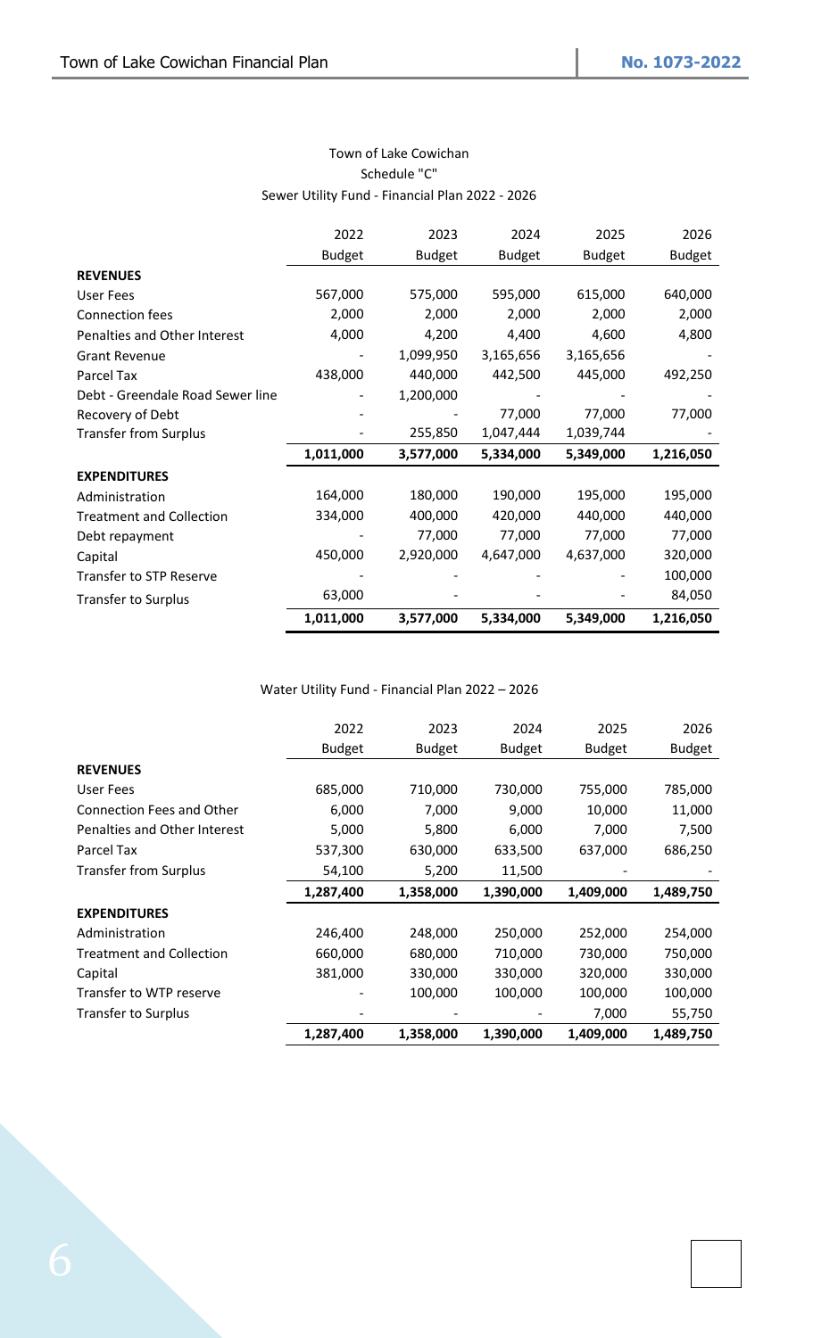Town of Lake Cowichan
Schedule "C"
Sewer Utility Fund - Financial Plan 2022 - 2026

| | 2022 Budget | 2023 Budget | 2024 Budget | 2025 Budget | 2026 Budget |
|---|---|---|---|---|---|
| **REVENUES** | | | | | |
| User Fees | 567,000 | 575,000 | 595,000 | 615,000 | 640,000 |
| Connection fees | 2,000 | 2,000 | 2,000 | 2,000 | 2,000 |
| Penalties and Other Interest | 4,000 | 4,200 | 4,400 | 4,600 | 4,800 |
| Grant Revenue | - | 1,099,950 | 3,165,656 | 3,165,656 | - |
| Parcel Tax | 438,000 | 440,000 | 442,500 | 445,000 | 492,250 |
| Debt - Greendale Road Sewer line | - | 1,200,000 | - | - | - |
| Recovery of Debt | - | - | 77,000 | 77,000 | 77,000 |
| Transfer from Surplus | - | 255,850 | 1,047,444 | 1,039,744 | - |
| | **1,011,000** | **3,577,000** | **5,334,000** | **5,349,000** | **1,216,050** |
| **EXPENDITURES** | | | | | |
| Administration | 164,000 | 180,000 | 190,000 | 195,000 | 195,000 |
| Treatment and Collection | 334,000 | 400,000 | 420,000 | 440,000 | 440,000 |
| Debt repayment | - | 77,000 | 77,000 | 77,000 | 77,000 |
| Capital | 450,000 | 2,920,000 | 4,647,000 | 4,637,000 | 320,000 |
| Transfer to STP Reserve | - | - | - | - | 100,000 |
| Transfer to Surplus | 63,000 | - | - | - | 84,050 |
| | **1,011,000** | **3,577,000** | **5,334,000** | **5,349,000** | **1,216,050** |

Water Utility Fund - Financial Plan 2022 – 2026

| | 2022 Budget | 2023 Budget | 2024 Budget | 2025 Budget | 2026 Budget |
|---|---|---|---|---|---|
| **REVENUES** | | | | | |
| User Fees | 685,000 | 710,000 | 730,000 | 755,000 | 785,000 |
| Connection Fees and Other | 6,000 | 7,000 | 9,000 | 10,000 | 11,000 |
| Penalties and Other Interest | 5,000 | 5,800 | 6,000 | 7,000 | 7,500 |
| Parcel Tax | 537,300 | 630,000 | 633,500 | 637,000 | 686,250 |
| Transfer from Surplus | 54,100 | 5,200 | 11,500 | - | - |
| | **1,287,400** | **1,358,000** | **1,390,000** | **1,409,000** | **1,489,750** |
| **EXPENDITURES** | | | | | |
| Administration | 246,400 | 248,000 | 250,000 | 252,000 | 254,000 |
| Treatment and Collection | 660,000 | 680,000 | 710,000 | 730,000 | 750,000 |
| Capital | 381,000 | 330,000 | 330,000 | 320,000 | 330,000 |
| Transfer to WTP reserve | - | 100,000 | 100,000 | 100,000 | 100,000 |
| Transfer to Surplus | - | - | - | 7,000 | 55,750 |
| | **1,287,400** | **1,358,000** | **1,390,000** | **1,409,000** | **1,489,750** |